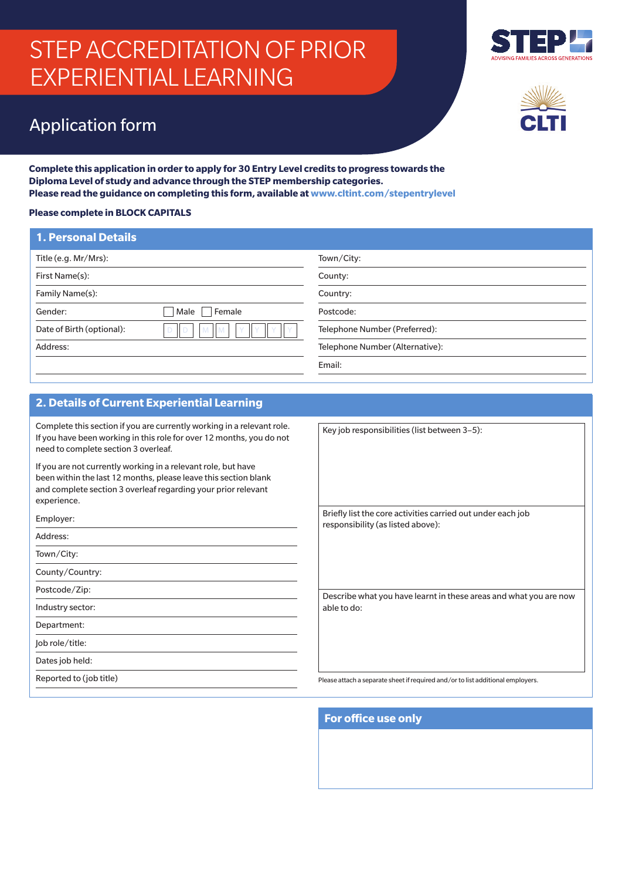# STEP ACCREDITATION OF PRIOR EXPERIENTIAL LEARNING

STEP — ADVISING FAMILIES ACROSS GENERATIONS

CLTI

## Application form

**Complete this application in order to apply for 30 Entry Level credits to progress towards the Diploma Level of study and advance through the STEP membership categories.**
**Please read the guidance on completing this form, available at www.cltint.com/stepentrylevel**

**Please complete in BLOCK CAPITALS**

## 1. Personal Details

| | |
|---|---|
| Title (e.g. Mr/Mrs): | Town/City: |
| First Name(s): | County: |
| Family Name(s): | Country: |
| Gender: ☐ Male ☐ Female | Postcode: |
| Date of Birth (optional): D D M M Y Y Y Y | Telephone Number (Preferred): |
| Address: | Telephone Number (Alternative): |
| | Email: |

## 2. Details of Current Experiential Learning

Complete this section if you are currently working in a relevant role. If you have been working in this role for over 12 months, you do not need to complete section 3 overleaf.

If you are not currently working in a relevant role, but have been within the last 12 months, please leave this section blank and complete section 3 overleaf regarding your prior relevant experience.

| |
|---|
| Employer: |
| Address: |
| Town/City: |
| County/Country: |
| Postcode/Zip: |
| Industry sector: |
| Department: |
| Job role/title: |
| Dates job held: |
| Reported to (job title) |

| |
|---|
| Key job responsibilities (list between 3–5): |
| Briefly list the core activities carried out under each job responsibility (as listed above): |
| Describe what you have learnt in these areas and what you are now able to do: |

Please attach a separate sheet if required and/or to list additional employers.

## For office use only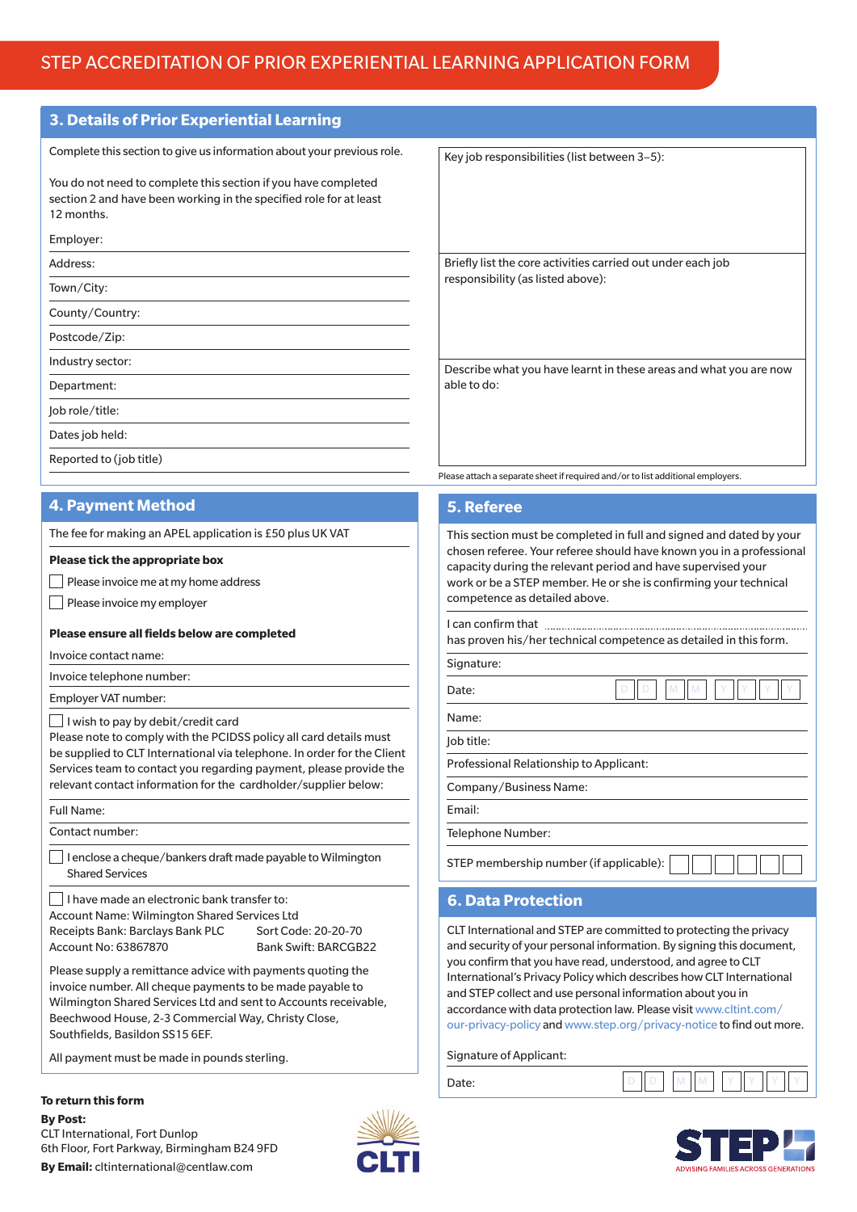# STEP ACCREDITATION OF PRIOR EXPERIENTIAL LEARNING APPLICATION FORM

## 3. Details of Prior Experiential Learning

Complete this section to give us information about your previous role.

You do not need to complete this section if you have completed section 2 and have been working in the specified role for at least 12 months.

Employer:

Address:

Town/City:

County/Country:

Postcode/Zip:

Industry sector:

Department:

Job role/title:

Dates job held:

Reported to (job title)

Key job responsibilities (list between 3–5):

Briefly list the core activities carried out under each job responsibility (as listed above):

Describe what you have learnt in these areas and what you are now able to do:

Please attach a separate sheet if required and/or to list additional employers.

## 4. Payment Method

The fee for making an APEL application is £50 plus UK VAT

**Please tick the appropriate box**

☐ Please invoice me at my home address

☐ Please invoice my employer

**Please ensure all fields below are completed**

Invoice contact name:

Invoice telephone number:

Employer VAT number:

☐ I wish to pay by debit/credit card

Please note to comply with the PCIDSS policy all card details must be supplied to CLT International via telephone. In order for the Client Services team to contact you regarding payment, please provide the relevant contact information for the cardholder/supplier below:

Full Name:

Contact number:

☐ I enclose a cheque/bankers draft made payable to Wilmington Shared Services

☐ I have made an electronic bank transfer to:

Account Name: Wilmington Shared Services Ltd

Receipts Bank: Barclays Bank PLC  Sort Code: 20-20-70

Account No: 63867870  Bank Swift: BARCGB22

Please supply a remittance advice with payments quoting the invoice number. All cheque payments to be made payable to Wilmington Shared Services Ltd and sent to Accounts receivable, Beechwood House, 2-3 Commercial Way, Christy Close, Southfields, Basildon SS15 6EF.

All payment must be made in pounds sterling.

## 5. Referee

This section must be completed in full and signed and dated by your chosen referee. Your referee should have known you in a professional capacity during the relevant period and have supervised your work or be a STEP member. He or she is confirming your technical competence as detailed above.

I can confirm that ..............................................
has proven his/her technical competence as detailed in this form.

Signature:

Date: D D M M Y Y Y Y

Name:

Job title:

Professional Relationship to Applicant:

Company/Business Name:

Email:

Telephone Number:

STEP membership number (if applicable):

## 6. Data Protection

CLT International and STEP are committed to protecting the privacy and security of your personal information. By signing this document, you confirm that you have read, understood, and agree to CLT International's Privacy Policy which describes how CLT International and STEP collect and use personal information about you in accordance with data protection law. Please visit www.cltint.com/our-privacy-policy and www.step.org/privacy-notice to find out more.

Signature of Applicant:

Date: D D M M Y Y Y Y

**To return this form**

**By Post:**
CLT International, Fort Dunlop
6th Floor, Fort Parkway, Birmingham B24 9FD

**By Email:** cltinternational@centlaw.com

CLTI

STEP
ADVISING FAMILIES ACROSS GENERATIONS